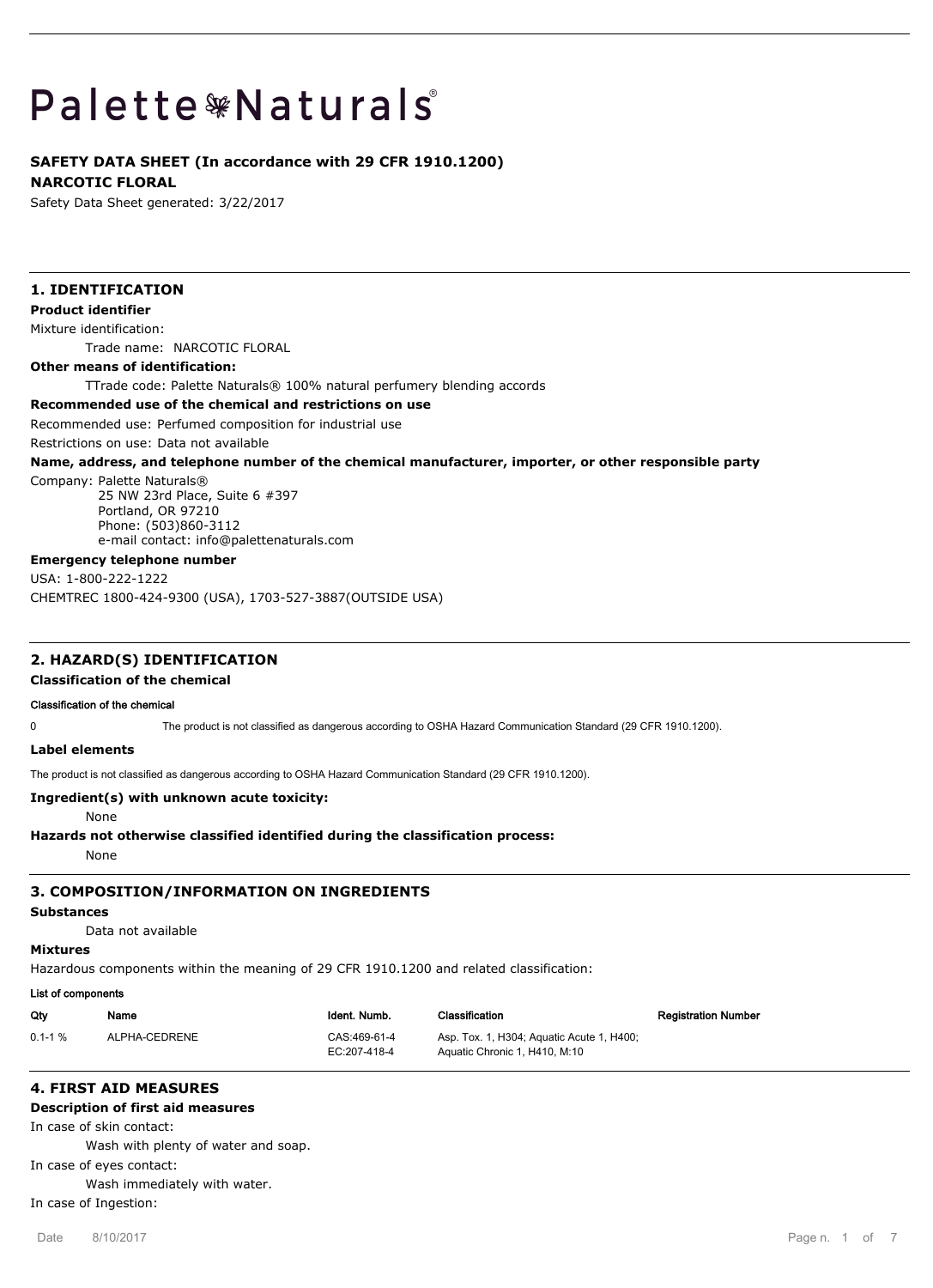# Palette❀Naturals®

**SAFETY DATA SHEET (In accordance with 29 CFR 1910.1200)**

**NARCOTIC FLORAL**

Safety Data Sheet generated: 3/22/2017

## 1. IDENTIFICATION

**Product identifier**

Mixture identification:

Trade name: NARCOTIC FLORAL

**Other means of identification:**

TTrade code: Palette Naturals® 100% natural perfumery blending accords

**Recommended use of the chemical and restrictions on use**

Recommended use: Perfumed composition for industrial use

Restrictions on use: Data not available

**Name, address, and telephone number of the chemical manufacturer, importer, or other responsible party**

Company: Palette Naturals®
25 NW 23rd Place, Suite 6 #397
Portland, OR 97210
Phone: (503)860-3112
e-mail contact: info@palettenaturals.com

**Emergency telephone number**

USA: 1-800-222-1222

CHEMTREC 1800-424-9300 (USA), 1703-527-3887(OUTSIDE USA)

## 2. HAZARD(S) IDENTIFICATION

**Classification of the chemical**

**Classification of the chemical**

0 The product is not classified as dangerous according to OSHA Hazard Communication Standard (29 CFR 1910.1200).

**Label elements**

The product is not classified as dangerous according to OSHA Hazard Communication Standard (29 CFR 1910.1200).

**Ingredient(s) with unknown acute toxicity:**

None

**Hazards not otherwise classified identified during the classification process:**

None

## 3. COMPOSITION/INFORMATION ON INGREDIENTS

**Substances**

Data not available

**Mixtures**

Hazardous components within the meaning of 29 CFR 1910.1200 and related classification:

**List of components**

| Qty | Name | Ident. Numb. | Classification | Registration Number |
|---|---|---|---|---|
| 0.1-1 % | ALPHA-CEDRENE | CAS:469-61-4<br>EC:207-418-4 | Asp. Tox. 1, H304; Aquatic Acute 1, H400; Aquatic Chronic 1, H410, M:10 | |

## 4. FIRST AID MEASURES

**Description of first aid measures**

In case of skin contact:

Wash with plenty of water and soap.

In case of eyes contact:

Wash immediately with water.

In case of Ingestion: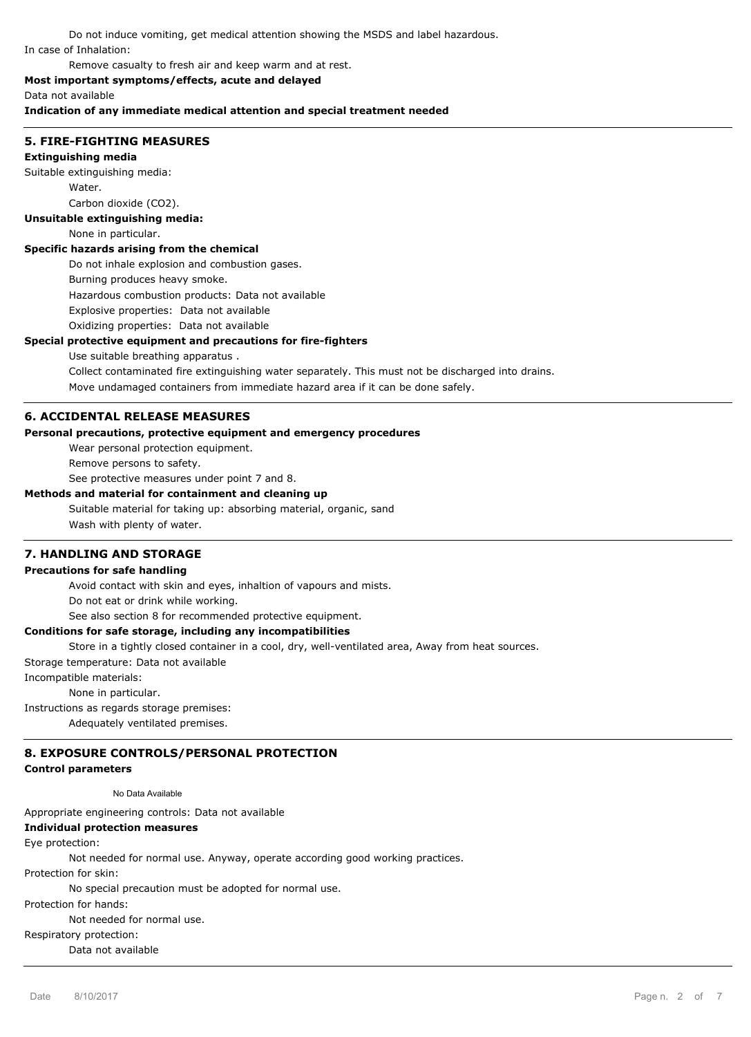Do not induce vomiting, get medical attention showing the MSDS and label hazardous.

In case of Inhalation:

Remove casualty to fresh air and keep warm and at rest.

**Most important symptoms/effects, acute and delayed**

Data not available

**Indication of any immediate medical attention and special treatment needed**

## 5. FIRE-FIGHTING MEASURES

**Extinguishing media**

Suitable extinguishing media:

Water.

Carbon dioxide ($CO_2$).

**Unsuitable extinguishing media:**

None in particular.

**Specific hazards arising from the chemical**

Do not inhale explosion and combustion gases.

Burning produces heavy smoke.

Hazardous combustion products: Data not available

Explosive properties: Data not available

Oxidizing properties: Data not available

**Special protective equipment and precautions for fire-fighters**

Use suitable breathing apparatus .

Collect contaminated fire extinguishing water separately. This must not be discharged into drains.

Move undamaged containers from immediate hazard area if it can be done safely.

## 6. ACCIDENTAL RELEASE MEASURES

**Personal precautions, protective equipment and emergency procedures**

Wear personal protection equipment.

Remove persons to safety.

See protective measures under point 7 and 8.

**Methods and material for containment and cleaning up**

Suitable material for taking up: absorbing material, organic, sand

Wash with plenty of water.

## 7. HANDLING AND STORAGE

**Precautions for safe handling**

Avoid contact with skin and eyes, inhaltion of vapours and mists.

Do not eat or drink while working.

See also section 8 for recommended protective equipment.

**Conditions for safe storage, including any incompatibilities**

Store in a tightly closed container in a cool, dry, well-ventilated area, Away from heat sources.

Storage temperature: Data not available

Incompatible materials:

None in particular.

Instructions as regards storage premises:

Adequately ventilated premises.

## 8. EXPOSURE CONTROLS/PERSONAL PROTECTION

**Control parameters**

No Data Available

Appropriate engineering controls: Data not available

**Individual protection measures**

Eye protection:

Not needed for normal use. Anyway, operate according good working practices.

Protection for skin:

No special precaution must be adopted for normal use.

Protection for hands:

Not needed for normal use.

Respiratory protection:

Data not available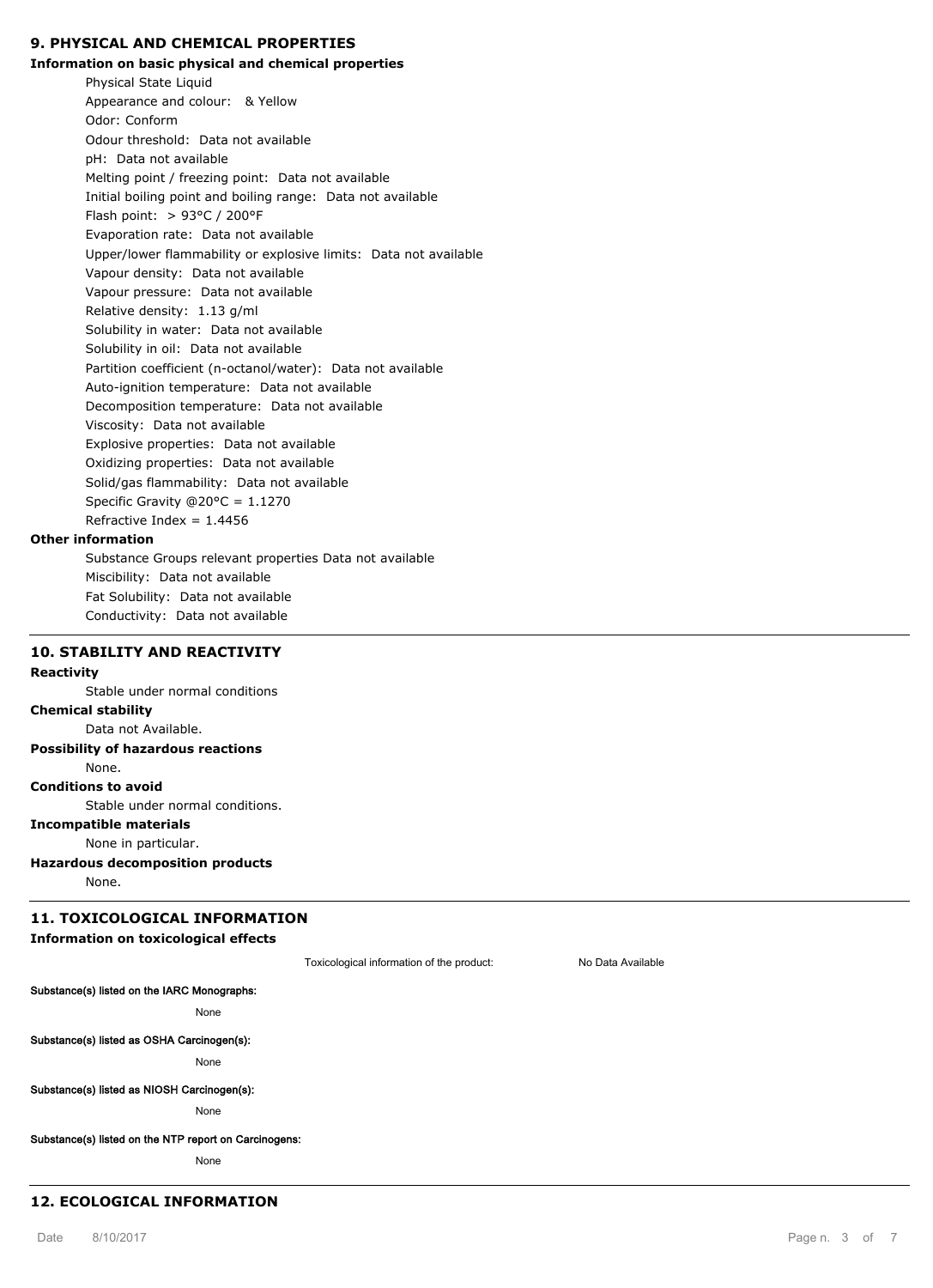## 9. PHYSICAL AND CHEMICAL PROPERTIES

**Information on basic physical and chemical properties**

Physical State Liquid
Appearance and colour:   & Yellow
Odor: Conform
Odour threshold:  Data not available
pH:  Data not available
Melting point / freezing point:  Data not available
Initial boiling point and boiling range:  Data not available
Flash point:  > 93°C / 200°F
Evaporation rate:  Data not available
Upper/lower flammability or explosive limits:  Data not available
Vapour density:  Data not available
Vapour pressure:  Data not available
Relative density:  1.13 g/ml
Solubility in water:  Data not available
Solubility in oil:  Data not available
Partition coefficient (n-octanol/water):  Data not available
Auto-ignition temperature:  Data not available
Decomposition temperature:  Data not available
Viscosity:  Data not available
Explosive properties:  Data not available
Oxidizing properties:  Data not available
Solid/gas flammability:  Data not available
Specific Gravity @20°C = 1.1270
Refractive Index = 1.4456

**Other information**

Substance Groups relevant properties Data not available
Miscibility:  Data not available
Fat Solubility:  Data not available
Conductivity:  Data not available

## 10. STABILITY AND REACTIVITY

**Reactivity**

Stable under normal conditions

**Chemical stability**

Data not Available.

**Possibility of hazardous reactions**

None.

**Conditions to avoid**

Stable under normal conditions.

**Incompatible materials**

None in particular.

**Hazardous decomposition products**

None.

## 11. TOXICOLOGICAL INFORMATION

**Information on toxicological effects**

Toxicological information of the product: No Data Available

**Substance(s) listed on the IARC Monographs:**

None

**Substance(s) listed as OSHA Carcinogen(s):**

None

**Substance(s) listed as NIOSH Carcinogen(s):**

None

**Substance(s) listed on the NTP report on Carcinogens:**

None

## 12. ECOLOGICAL INFORMATION

Date 8/10/2017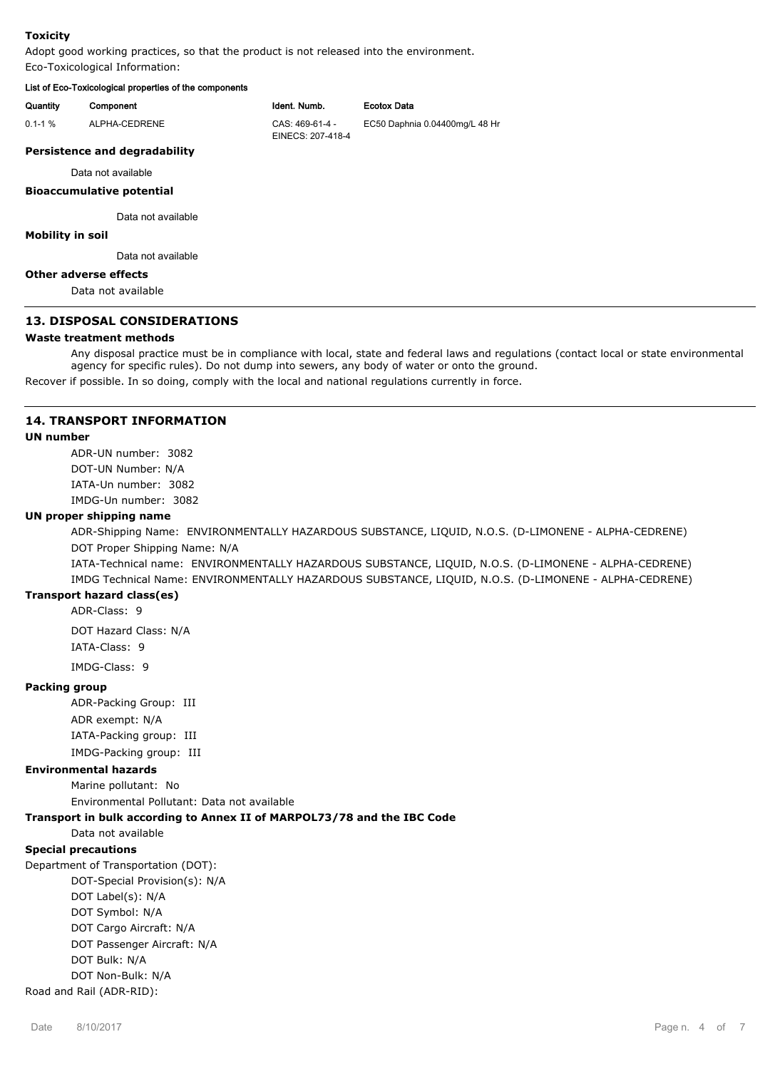**Toxicity**

Adopt good working practices, so that the product is not released into the environment.

Eco-Toxicological Information:

**List of Eco-Toxicological properties of the components**

| Quantity | Component | Ident. Numb. | Ecotox Data |
|---|---|---|---|
| 0.1-1 % | ALPHA-CEDRENE | CAS: 469-61-4 - EINECS: 207-418-4 | EC50 Daphnia 0.04400mg/L 48 Hr |

**Persistence and degradability**

Data not available

**Bioaccumulative potential**

Data not available

**Mobility in soil**

Data not available

**Other adverse effects**

Data not available

## 13. DISPOSAL CONSIDERATIONS

**Waste treatment methods**

Any disposal practice must be in compliance with local, state and federal laws and regulations (contact local or state environmental agency for specific rules). Do not dump into sewers, any body of water or onto the ground.

Recover if possible. In so doing, comply with the local and national regulations currently in force.

## 14. TRANSPORT INFORMATION

**UN number**

ADR-UN number: 3082

DOT-UN Number: N/A

IATA-Un number: 3082

IMDG-Un number: 3082

**UN proper shipping name**

ADR-Shipping Name: ENVIRONMENTALLY HAZARDOUS SUBSTANCE, LIQUID, N.O.S. (D-LIMONENE - ALPHA-CEDRENE)

DOT Proper Shipping Name: N/A

IATA-Technical name: ENVIRONMENTALLY HAZARDOUS SUBSTANCE, LIQUID, N.O.S. (D-LIMONENE - ALPHA-CEDRENE)

IMDG Technical Name: ENVIRONMENTALLY HAZARDOUS SUBSTANCE, LIQUID, N.O.S. (D-LIMONENE - ALPHA-CEDRENE)

**Transport hazard class(es)**

ADR-Class: 9

DOT Hazard Class: N/A

IATA-Class: 9

IMDG-Class: 9

**Packing group**

ADR-Packing Group: III

ADR exempt: N/A

IATA-Packing group: III

IMDG-Packing group: III

**Environmental hazards**

Marine pollutant: No

Environmental Pollutant: Data not available

**Transport in bulk according to Annex II of MARPOL73/78 and the IBC Code**

Data not available

**Special precautions**

Department of Transportation (DOT):

DOT-Special Provision(s): N/A

DOT Label(s): N/A

DOT Symbol: N/A

DOT Cargo Aircraft: N/A

DOT Passenger Aircraft: N/A

DOT Bulk: N/A

DOT Non-Bulk: N/A

Road and Rail (ADR-RID):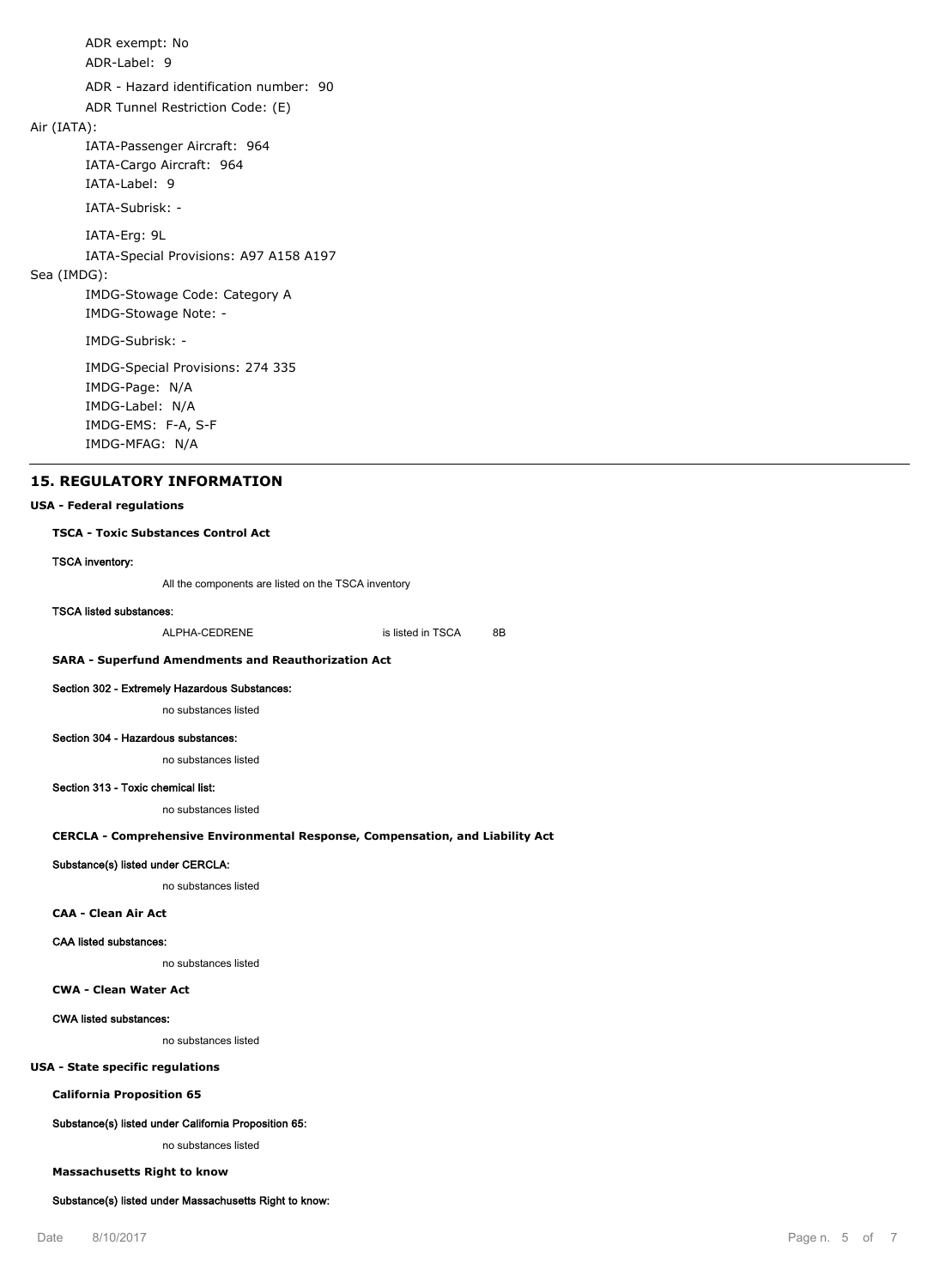ADR exempt: No

ADR-Label: 9

ADR - Hazard identification number: 90

ADR Tunnel Restriction Code: (E)

Air (IATA):

IATA-Passenger Aircraft: 964

IATA-Cargo Aircraft: 964

IATA-Label: 9

IATA-Subrisk: -

IATA-Erg: 9L

IATA-Special Provisions: A97 A158 A197

Sea (IMDG):

IMDG-Stowage Code: Category A

IMDG-Stowage Note: -

IMDG-Subrisk: -

IMDG-Special Provisions: 274 335

IMDG-Page: N/A

IMDG-Label: N/A

IMDG-EMS: F-A, S-F

IMDG-MFAG: N/A

## 15. REGULATORY INFORMATION

**USA - Federal regulations**

**TSCA - Toxic Substances Control Act**

**TSCA inventory:**

All the components are listed on the TSCA inventory

**TSCA listed substances:**

| ALPHA-CEDRENE | is listed in TSCA | 8B |
|---|---|---|

**SARA - Superfund Amendments and Reauthorization Act**

**Section 302 - Extremely Hazardous Substances:**

no substances listed

**Section 304 - Hazardous substances:**

no substances listed

**Section 313 - Toxic chemical list:**

no substances listed

**CERCLA - Comprehensive Environmental Response, Compensation, and Liability Act**

**Substance(s) listed under CERCLA:**

no substances listed

**CAA - Clean Air Act**

**CAA listed substances:**

no substances listed

**CWA - Clean Water Act**

**CWA listed substances:**

no substances listed

**USA - State specific regulations**

**California Proposition 65**

**Substance(s) listed under California Proposition 65:**

no substances listed

**Massachusetts Right to know**

**Substance(s) listed under Massachusetts Right to know:**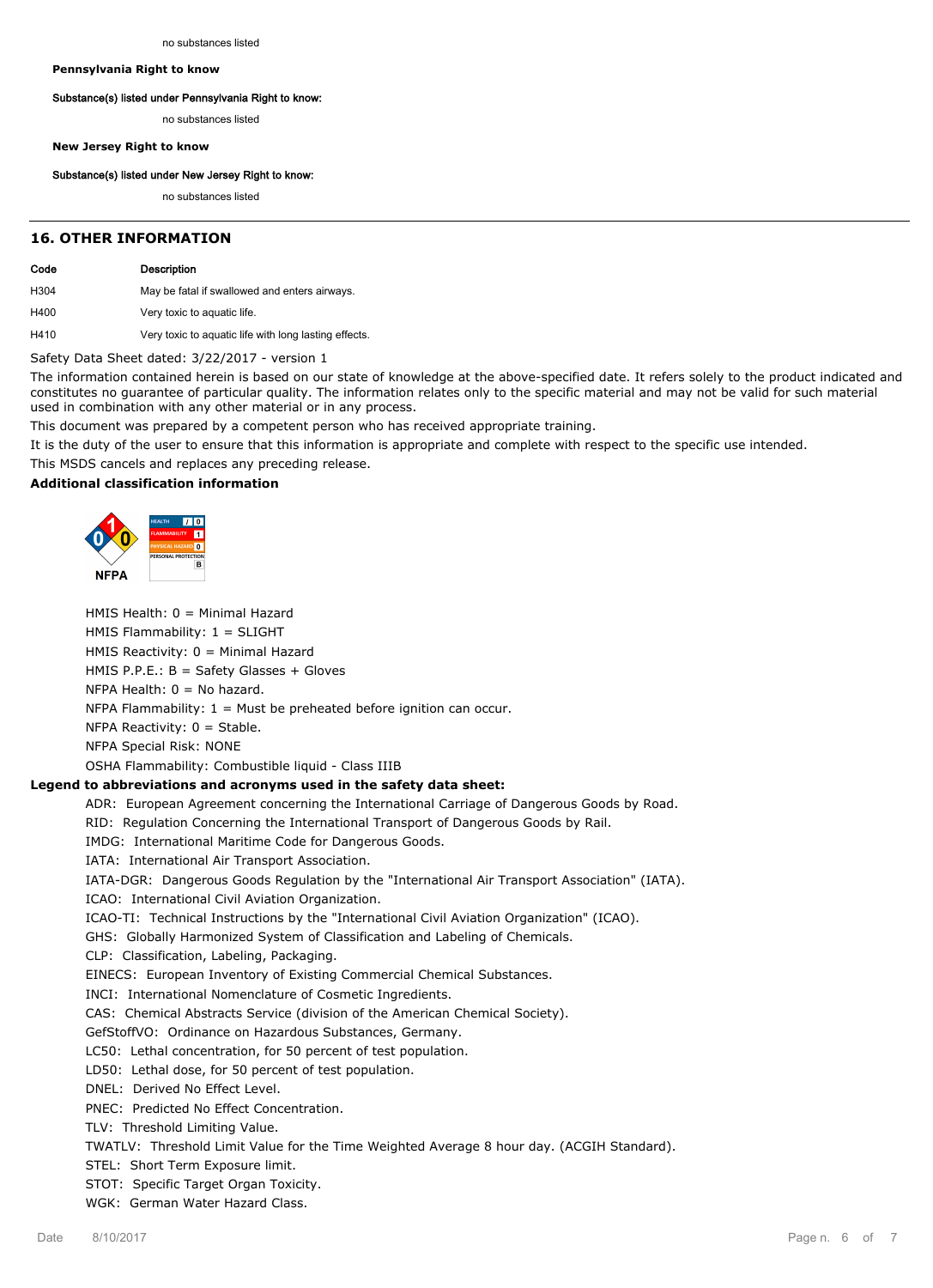no substances listed

**Pennsylvania Right to know**

**Substance(s) listed under Pennsylvania Right to know:**

no substances listed

**New Jersey Right to know**

**Substance(s) listed under New Jersey Right to know:**

no substances listed

## 16. OTHER INFORMATION

| Code | Description |
| --- | --- |
| H304 | May be fatal if swallowed and enters airways. |
| H400 | Very toxic to aquatic life. |
| H410 | Very toxic to aquatic life with long lasting effects. |

Safety Data Sheet dated: 3/22/2017 - version 1

The information contained herein is based on our state of knowledge at the above-specified date. It refers solely to the product indicated and constitutes no guarantee of particular quality. The information relates only to the specific material and may not be valid for such material used in combination with any other material or in any process.

This document was prepared by a competent person who has received appropriate training.

It is the duty of the user to ensure that this information is appropriate and complete with respect to the specific use intended.

This MSDS cancels and replaces any preceding release.

**Additional classification information**

NFPA

| HEALTH | / | 0 |
| --- | --- | --- |
| FLAMMABILITY | | 1 |
| PHYSICAL HAZARD | | 0 |
| PERSONAL PROTECTION | | B |

HMIS Health: 0 = Minimal Hazard
HMIS Flammability: 1 = SLIGHT
HMIS Reactivity: 0 = Minimal Hazard
HMIS P.P.E.: B = Safety Glasses + Gloves
NFPA Health: 0 = No hazard.
NFPA Flammability: 1 = Must be preheated before ignition can occur.
NFPA Reactivity: 0 = Stable.
NFPA Special Risk: NONE
OSHA Flammability: Combustible liquid - Class IIIB

**Legend to abbreviations and acronyms used in the safety data sheet:**

ADR: European Agreement concerning the International Carriage of Dangerous Goods by Road.
RID: Regulation Concerning the International Transport of Dangerous Goods by Rail.
IMDG: International Maritime Code for Dangerous Goods.
IATA: International Air Transport Association.
IATA-DGR: Dangerous Goods Regulation by the "International Air Transport Association" (IATA).
ICAO: International Civil Aviation Organization.
ICAO-TI: Technical Instructions by the "International Civil Aviation Organization" (ICAO).
GHS: Globally Harmonized System of Classification and Labeling of Chemicals.
CLP: Classification, Labeling, Packaging.
EINECS: European Inventory of Existing Commercial Chemical Substances.
INCI: International Nomenclature of Cosmetic Ingredients.
CAS: Chemical Abstracts Service (division of the American Chemical Society).
GefStoffVO: Ordinance on Hazardous Substances, Germany.
LC50: Lethal concentration, for 50 percent of test population.
LD50: Lethal dose, for 50 percent of test population.
DNEL: Derived No Effect Level.
PNEC: Predicted No Effect Concentration.
TLV: Threshold Limiting Value.
TWATLV: Threshold Limit Value for the Time Weighted Average 8 hour day. (ACGIH Standard).
STEL: Short Term Exposure limit.
STOT: Specific Target Organ Toxicity.
WGK: German Water Hazard Class.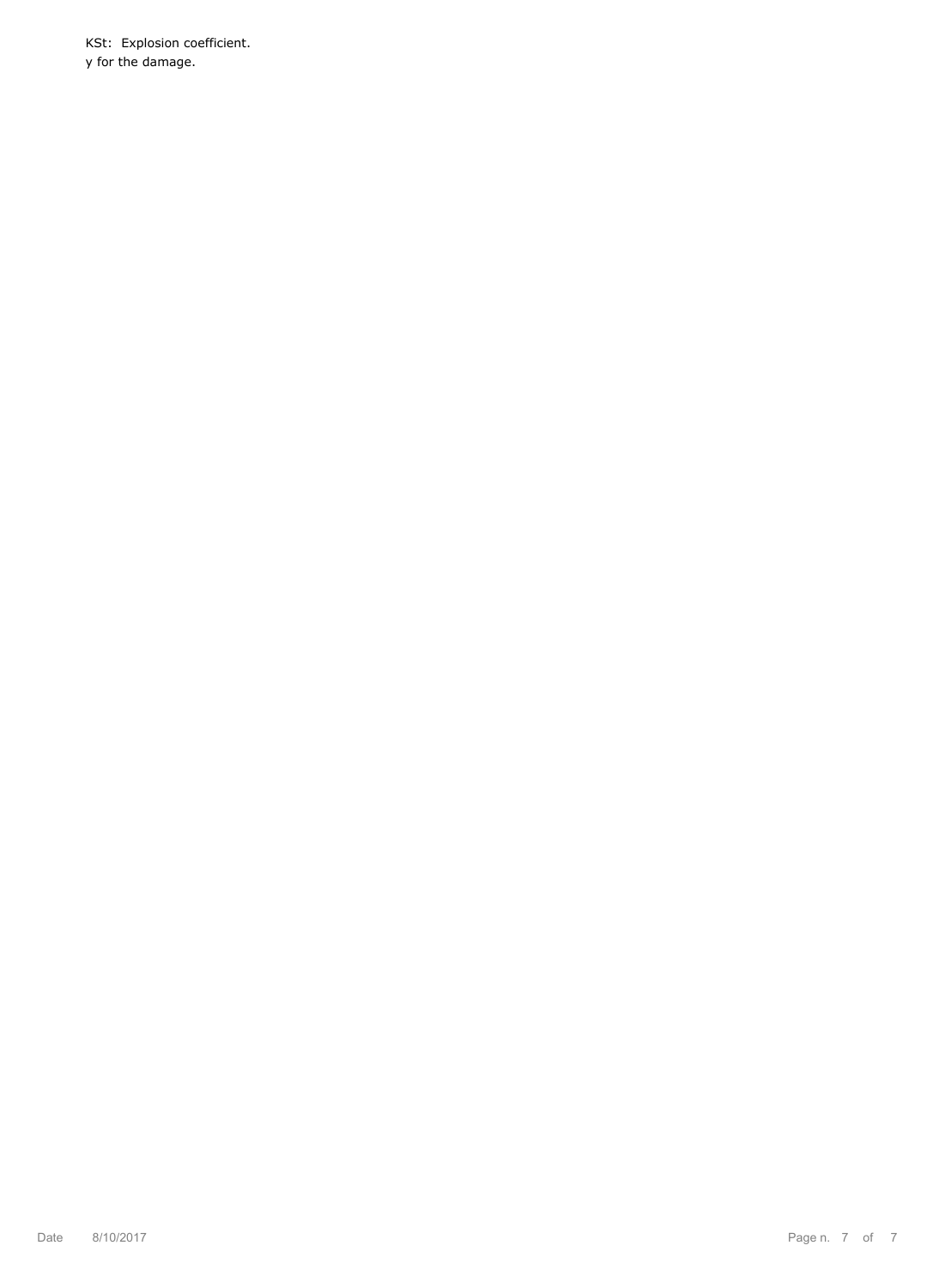KSt: Explosion coefficient.
y for the damage.